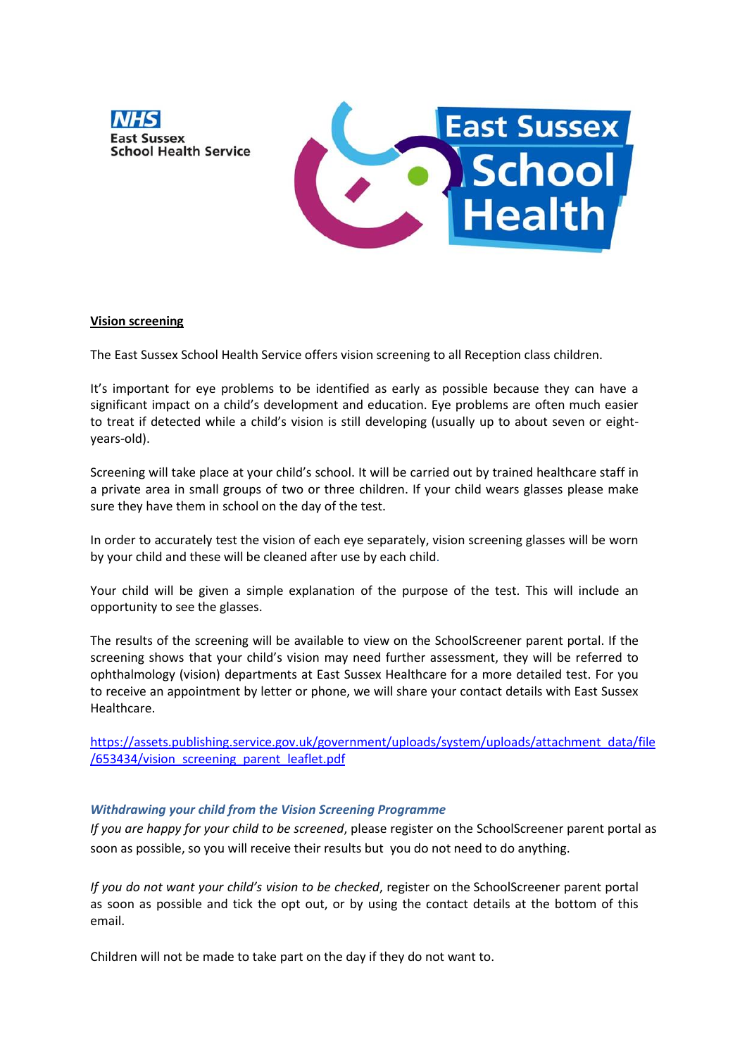NHS East Sussex School Health Service

East Sussex School Health

**Vision screening**

The East Sussex School Health Service offers vision screening to all Reception class children.

It's important for eye problems to be identified as early as possible because they can have a significant impact on a child's development and education. Eye problems are often much easier to treat if detected while a child's vision is still developing (usually up to about seven or eight-years-old).

Screening will take place at your child's school. It will be carried out by trained healthcare staff in a private area in small groups of two or three children. If your child wears glasses please make sure they have them in school on the day of the test.

In order to accurately test the vision of each eye separately, vision screening glasses will be worn by your child and these will be cleaned after use by each child.

Your child will be given a simple explanation of the purpose of the test. This will include an opportunity to see the glasses.

The results of the screening will be available to view on the SchoolScreener parent portal. If the screening shows that your child's vision may need further assessment, they will be referred to ophthalmology (vision) departments at East Sussex Healthcare for a more detailed test. For you to receive an appointment by letter or phone, we will share your contact details with East Sussex Healthcare.

[https://assets.publishing.service.gov.uk/government/uploads/system/uploads/attachment_data/file/653434/vision_screening_parent_leaflet.pdf](https://assets.publishing.service.gov.uk/government/uploads/system/uploads/attachment_data/file/653434/vision_screening_parent_leaflet.pdf)

***Withdrawing your child from the Vision Screening Programme***

*If you are happy for your child to be screened*, please register on the SchoolScreener parent portal as soon as possible, so you will receive their results but you do not need to do anything.

*If you do not want your child's vision to be checked*, register on the SchoolScreener parent portal as soon as possible and tick the opt out, or by using the contact details at the bottom of this email.

Children will not be made to take part on the day if they do not want to.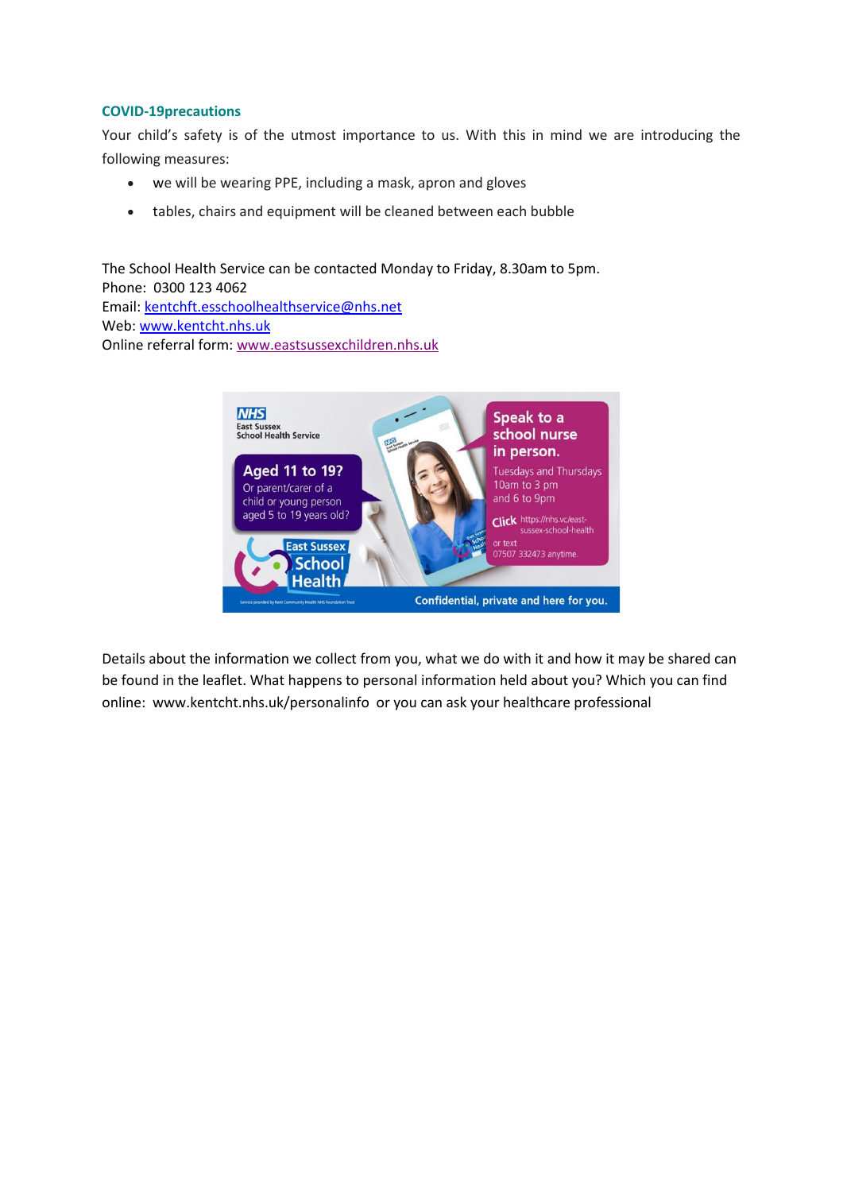### COVID-19precautions

Your child's safety is of the utmost importance to us. With this in mind we are introducing the following measures:

- we will be wearing PPE, including a mask, apron and gloves
- tables, chairs and equipment will be cleaned between each bubble

The School Health Service can be contacted Monday to Friday, 8.30am to 5pm.
Phone: 0300 123 4062
Email: kentchft.esschoolhealthservice@nhs.net
Web: www.kentcht.nhs.uk
Online referral form: www.eastsussexchildren.nhs.uk

NHS
East Sussex
School Health Service

Aged 11 to 19?
Or parent/carer of a child or young person aged 5 to 19 years old?

Speak to a school nurse in person.
Tuesdays and Thursdays 10am to 3 pm and 6 to 9pm

Click https://nhs.vc/east-sussex-school-health
or text 07507 332473 anytime.

East Sussex School Health

Service provided by Kent Community Health NHS Foundation Trust

Confidential, private and here for you.

Details about the information we collect from you, what we do with it and how it may be shared can be found in the leaflet. What happens to personal information held about you? Which you can find online: www.kentcht.nhs.uk/personalinfo or you can ask your healthcare professional